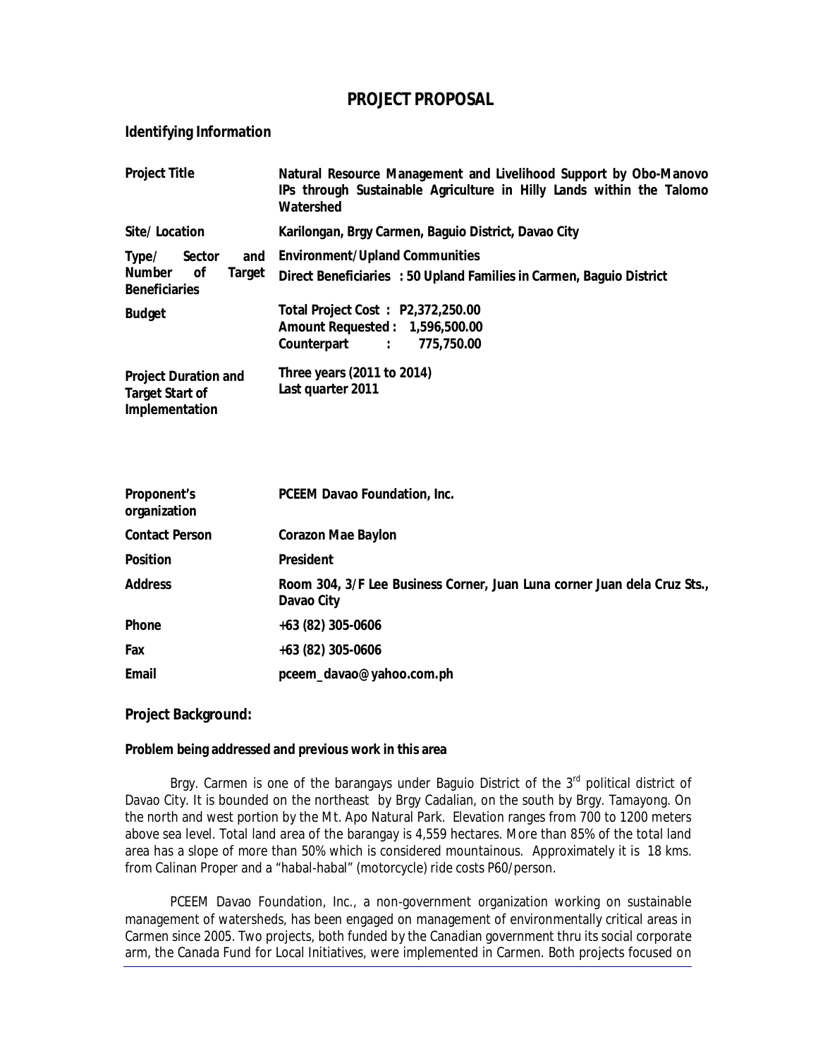# PROJECT PROPOSAL

## Identifying Information

| | |
|---|---|
| **Project Title** | **Natural Resource Management and Livelihood Support by Obo-Manovo IPs through Sustainable Agriculture in Hilly Lands within the Talomo Watershed** |
| **Site/ Location** | **Karilongan, Brgy Carmen, Baguio District, Davao City** |
| **Type/ Sector and Number of Target Beneficiaries** | **Environment/Upland Communities**<br>**Direct Beneficiaries : 50 Upland Families in Carmen, Baguio District** |
| **Budget** | **Total Project Cost : P2,372,250.00**<br>**Amount Requested : 1,596,500.00**<br>**Counterpart : 775,750.00** |
| **Project Duration and Target Start of Implementation** | **Three years (2011 to 2014)**<br>**Last quarter 2011** |

| | |
|---|---|
| **Proponent's organization** | **PCEEM Davao Foundation, Inc.** |
| **Contact Person** | **Corazon Mae Baylon** |
| **Position** | **President** |
| **Address** | **Room 304, 3/F Lee Business Corner, Juan Luna corner Juan dela Cruz Sts., Davao City** |
| **Phone** | **+63 (82) 305-0606** |
| **Fax** | **+63 (82) 305-0606** |
| **Email** | **pceem_davao@yahoo.com.ph** |

## Project Background:

### Problem being addressed and previous work in this area

Brgy. Carmen is one of the barangays under Baguio District of the 3rd political district of Davao City. It is bounded on the northeast by Brgy Cadalian, on the south by Brgy. Tamayong. On the north and west portion by the Mt. Apo Natural Park. Elevation ranges from 700 to 1200 meters above sea level. Total land area of the barangay is 4,559 hectares. More than 85% of the total land area has a slope of more than 50% which is considered mountainous. Approximately it is 18 kms. from Calinan Proper and a "habal-habal" (motorcycle) ride costs P60/person.

PCEEM Davao Foundation, Inc., a non-government organization working on sustainable management of watersheds, has been engaged on management of environmentally critical areas in Carmen since 2005. Two projects, both funded by the Canadian government thru its social corporate arm, the Canada Fund for Local Initiatives, were implemented in Carmen. Both projects focused on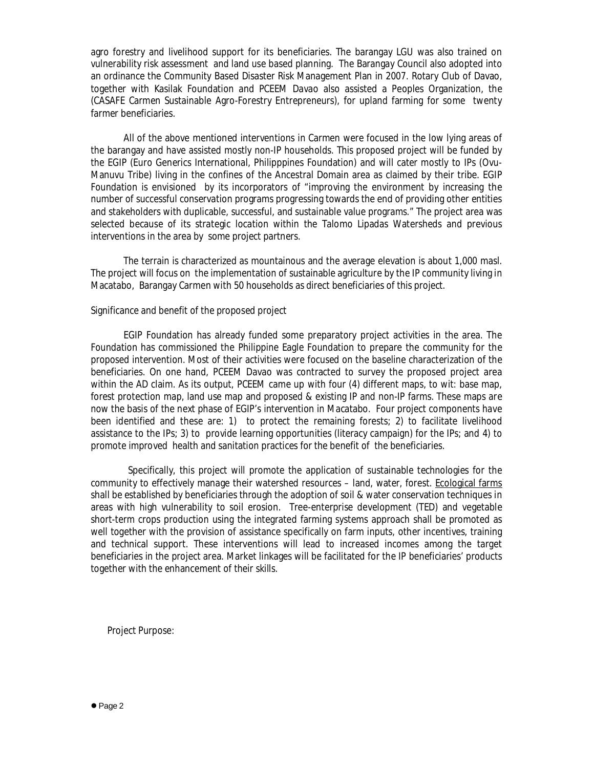agro forestry and livelihood support for its beneficiaries. The barangay LGU was also trained on vulnerability risk assessment and land use based planning. The Barangay Council also adopted into an ordinance the Community Based Disaster Risk Management Plan in 2007. Rotary Club of Davao, together with Kasilak Foundation and PCEEM Davao also assisted a Peoples Organization, the (CASAFE Carmen Sustainable Agro-Forestry Entrepreneurs), for upland farming for some twenty farmer beneficiaries.

All of the above mentioned interventions in Carmen were focused in the low lying areas of the barangay and have assisted mostly non-IP households. This proposed project will be funded by the EGIP (Euro Generics International, Philipppines Foundation) and will cater mostly to IPs (Ovu-Manuvu Tribe) living in the confines of the Ancestral Domain area as claimed by their tribe. EGIP Foundation is envisioned by its incorporators of "improving the environment by increasing the number of successful conservation programs progressing towards the end of providing other entities and stakeholders with duplicable, successful, and sustainable value programs." The project area was selected because of its strategic location within the Talomo Lipadas Watersheds and previous interventions in the area by some project partners.

The terrain is characterized as mountainous and the average elevation is about 1,000 masl. The project will focus on the implementation of sustainable agriculture by the IP community living in Macatabo, Barangay Carmen with 50 households as direct beneficiaries of this project.

Significance and benefit of the proposed project

EGIP Foundation has already funded some preparatory project activities in the area. The Foundation has commissioned the Philippine Eagle Foundation to prepare the community for the proposed intervention. Most of their activities were focused on the baseline characterization of the beneficiaries. On one hand, PCEEM Davao was contracted to survey the proposed project area within the AD claim. As its output, PCEEM came up with four (4) different maps, to wit: base map, forest protection map, land use map and proposed & existing IP and non-IP farms. These maps are now the basis of the next phase of EGIP's intervention in Macatabo. Four project components have been identified and these are: 1) to protect the remaining forests; 2) to facilitate livelihood assistance to the IPs; 3) to provide learning opportunities (literacy campaign) for the IPs; and 4) to promote improved health and sanitation practices for the benefit of the beneficiaries.

Specifically, this project will promote the application of sustainable technologies for the community to effectively manage their watershed resources – land, water, forest. Ecological farms shall be established by beneficiaries through the adoption of soil & water conservation techniques in areas with high vulnerability to soil erosion. Tree-enterprise development (TED) and vegetable short-term crops production using the integrated farming systems approach shall be promoted as well together with the provision of assistance specifically on farm inputs, other incentives, training and technical support. These interventions will lead to increased incomes among the target beneficiaries in the project area. Market linkages will be facilitated for the IP beneficiaries' products together with the enhancement of their skills.

Project Purpose: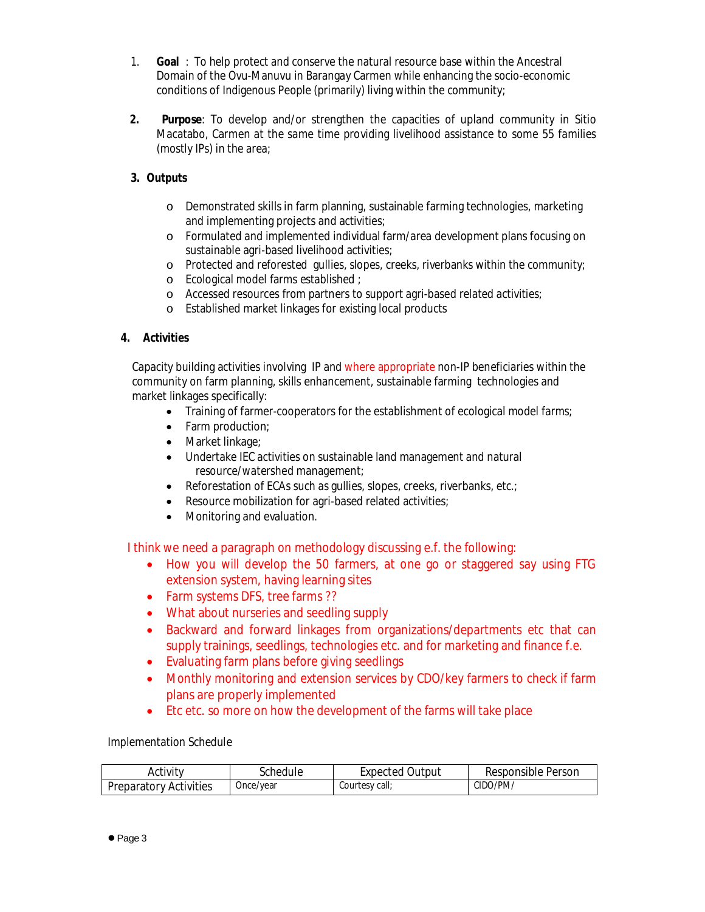1. **Goal** : To help protect and conserve the natural resource base within the Ancestral Domain of the Ovu-Manuvu in Barangay Carmen while enhancing the socio-economic conditions of Indigenous People (primarily) living within the community;

2. **Purpose**: To develop and/or strengthen the capacities of upland community in Sitio Macatabo, Carmen at the same time providing livelihood assistance to some 55 families (mostly IPs) in the area;

3. **Outputs**

   - Demonstrated skills in farm planning, sustainable farming technologies, marketing and implementing projects and activities;
   - Formulated and implemented individual farm/area development plans focusing on sustainable agri-based livelihood activities;
   - Protected and reforested gullies, slopes, creeks, riverbanks within the community;
   - Ecological model farms established ;
   - Accessed resources from partners to support agri-based related activities;
   - Established market linkages for existing local products

4. **Activities**

Capacity building activities involving IP and where appropriate non-IP beneficiaries within the community on farm planning, skills enhancement, sustainable farming technologies and market linkages specifically:

- Training of farmer-cooperators for the establishment of ecological model farms;
- Farm production;
- Market linkage;
- Undertake IEC activities on sustainable land management and natural resource/watershed management;
- Reforestation of ECAs such as gullies, slopes, creeks, riverbanks, etc.;
- Resource mobilization for agri-based related activities;
- Monitoring and evaluation.

I think we need a paragraph on methodology discussing e.f. the following:

- How you will develop the 50 farmers, at one go or staggered say using FTG extension system, having learning sites
- Farm systems DFS, tree farms ??
- What about nurseries and seedling supply
- Backward and forward linkages from organizations/departments etc that can supply trainings, seedlings, technologies etc. and for marketing and finance f.e.
- Evaluating farm plans before giving seedlings
- Monthly monitoring and extension services by CDO/key farmers to check if farm plans are properly implemented
- Etc etc. so more on how the development of the farms will take place

Implementation Schedule

| Activity | Schedule | Expected Output | Responsible Person |
|---|---|---|---|
| Preparatory Activities | Once/year | Courtesy call; | CIDO/PM/ |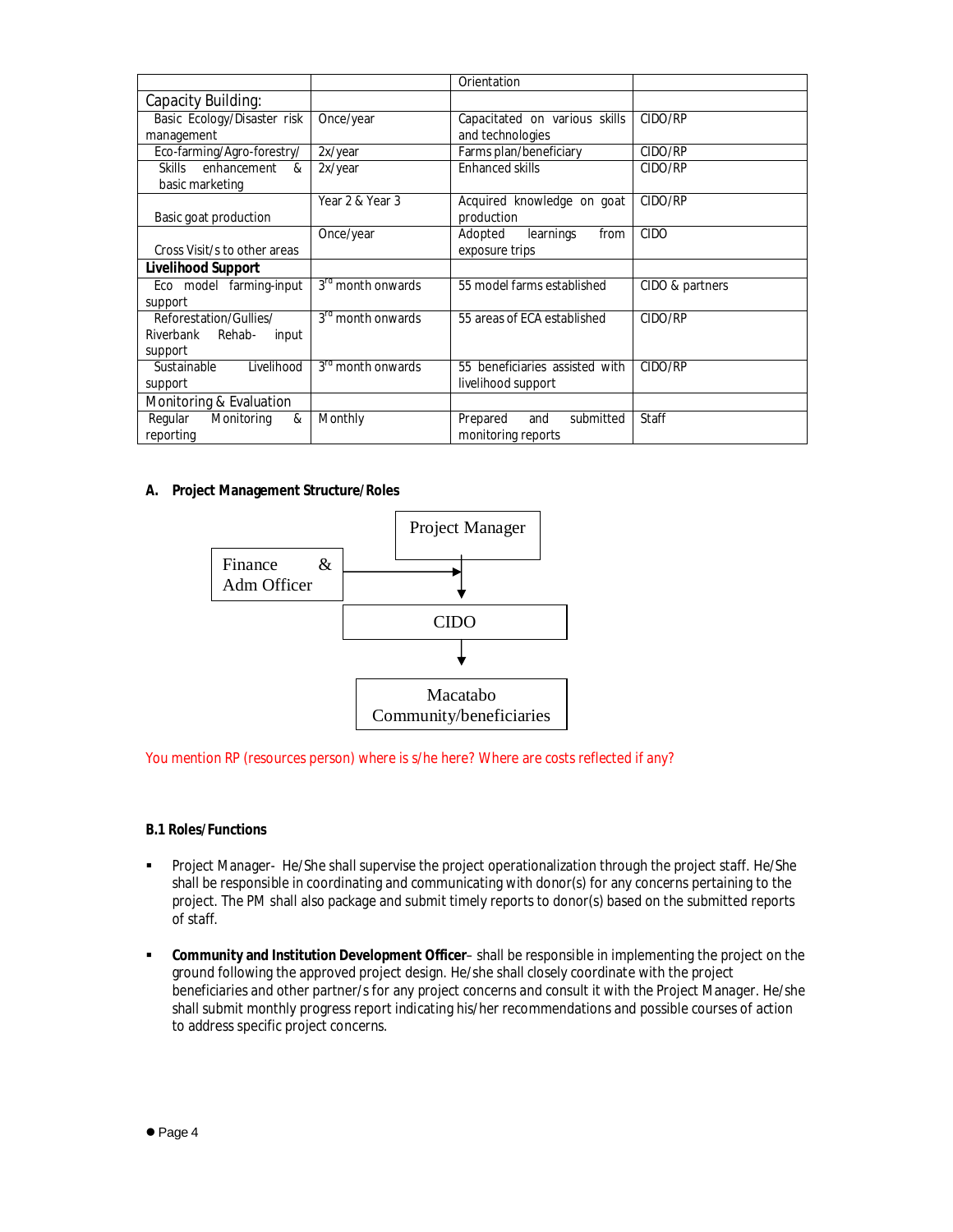| | | Orientation | |
|---|---|---|---|
| Capacity Building: | | | |
| Basic Ecology/Disaster risk management | Once/year | Capacitated on various skills and technologies | CIDO/RP |
| Eco-farming/Agro-forestry/ | 2x/year | Farms plan/beneficiary | CIDO/RP |
| Skills enhancement & basic marketing | 2x/year | Enhanced skills | CIDO/RP |
| Basic goat production | Year 2 & Year 3 | Acquired knowledge on goat production | CIDO/RP |
| Cross Visit/s to other areas | Once/year | Adopted learnings from exposure trips | CIDO |
| **Livelihood Support** | | | |
| Eco model farming-input support | 3rd month onwards | 55 model farms established | CIDO & partners |
| Reforestation/Gullies/ Riverbank Rehab- input support | 3rd month onwards | 55 areas of ECA established | CIDO/RP |
| Sustainable Livelihood support | 3rd month onwards | 55 beneficiaries assisted with livelihood support | CIDO/RP |
| Monitoring & Evaluation | | | |
| Regular Monitoring & reporting | Monthly | Prepared and submitted monitoring reports | Staff |

**A. Project Management Structure/Roles**

Project Manager → CIDO → Macatabo Community/beneficiaries

Finance & Adm Officer → (to line between Project Manager and CIDO)

You mention RP (resources person) where is s/he here? Where are costs reflected if any?

**B.1 Roles/Functions**

- Project Manager- He/She shall supervise the project operationalization through the project staff. He/She shall be responsible in coordinating and communicating with donor(s) for any concerns pertaining to the project. The PM shall also package and submit timely reports to donor(s) based on the submitted reports of staff.

- **Community and Institution Development Officer**– shall be responsible in implementing the project on the ground following the approved project design. He/she shall closely coordinate with the project beneficiaries and other partner/s for any project concerns and consult it with the Project Manager. He/she shall submit monthly progress report indicating his/her recommendations and possible courses of action to address specific project concerns.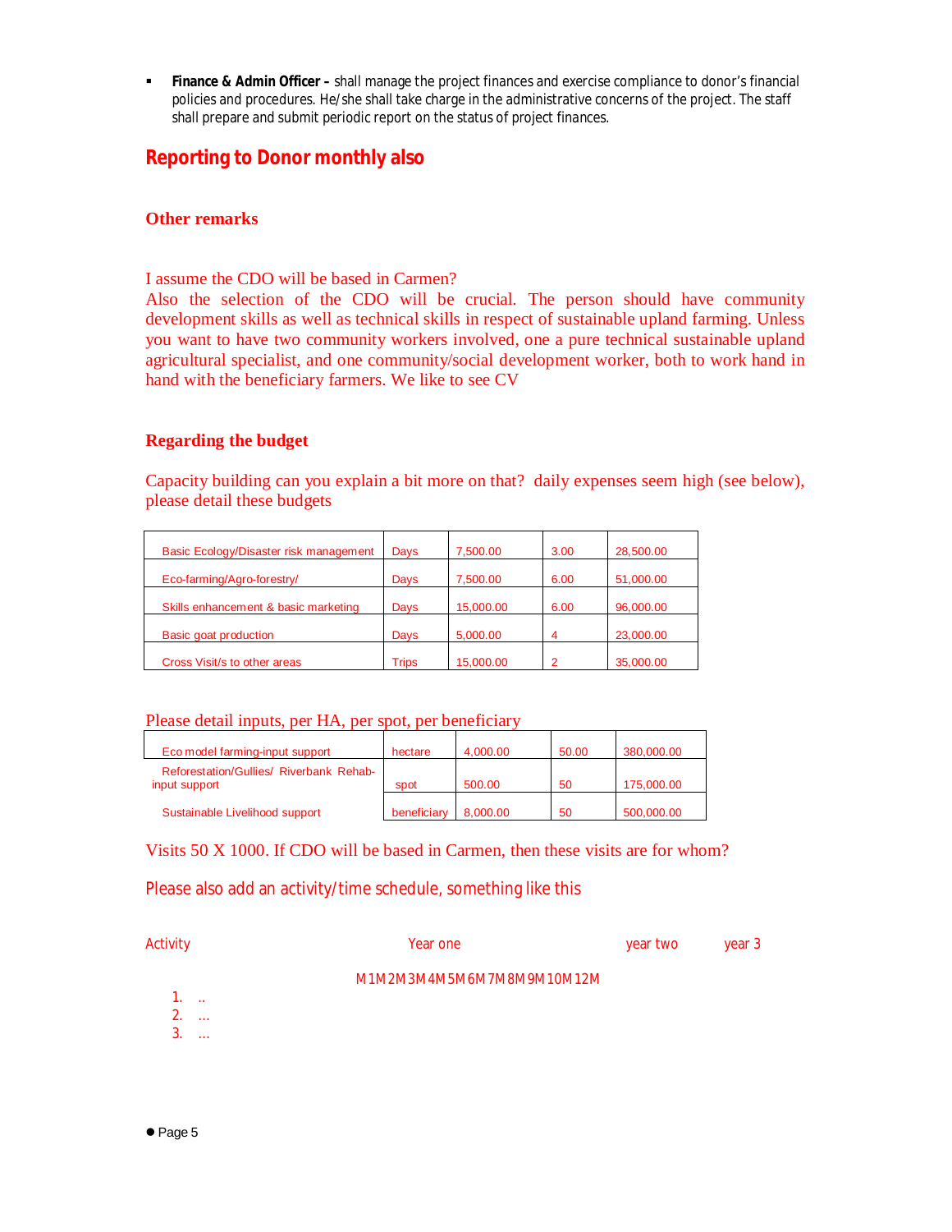- **Finance & Admin Officer –** shall manage the project finances and exercise compliance to donor's financial policies and procedures. He/she shall take charge in the administrative concerns of the project. The staff shall prepare and submit periodic report on the status of project finances.

## Reporting to Donor monthly also

### Other remarks

I assume the CDO will be based in Carmen?
Also the selection of the CDO will be crucial. The person should have community development skills as well as technical skills in respect of sustainable upland farming. Unless you want to have two community workers involved, one a pure technical sustainable upland agricultural specialist, and one community/social development worker, both to work hand in hand with the beneficiary farmers. We like to see CV

### Regarding the budget

Capacity building can you explain a bit more on that? daily expenses seem high (see below), please detail these budgets

| | | | | |
|---|---|---|---|---|
| Basic Ecology/Disaster risk management | Days | 7,500.00 | 3.00 | 28,500.00 |
| Eco-farming/Agro-forestry/ | Days | 7,500.00 | 6.00 | 51,000.00 |
| Skills enhancement & basic marketing | Days | 15,000.00 | 6.00 | 96,000.00 |
| Basic goat production | Days | 5,000.00 | 4 | 23,000.00 |
| Cross Visit/s to other areas | Trips | 15,000.00 | 2 | 35,000.00 |

Please detail inputs, per HA, per spot, per beneficiary

| | | | | |
|---|---|---|---|---|
| Eco model farming-input support | hectare | 4,000.00 | 50.00 | 380,000.00 |
| Reforestation/Gullies/ Riverbank Rehab-input support | spot | 500.00 | 50 | 175,000.00 |
| Sustainable Livelihood support | beneficiary | 8,000.00 | 50 | 500,000.00 |

Visits 50 X 1000. If CDO will be based in Carmen, then these visits are for whom?

Please also add an activity/time schedule, something like this

| Activity | Year one | year two | year 3 |
|---|---|---|---|
| | M1M2M3M4M5M6M7M8M9M10M12M | | |
| 1. .. | | | |
| 2. ... | | | |
| 3. ... | | | |